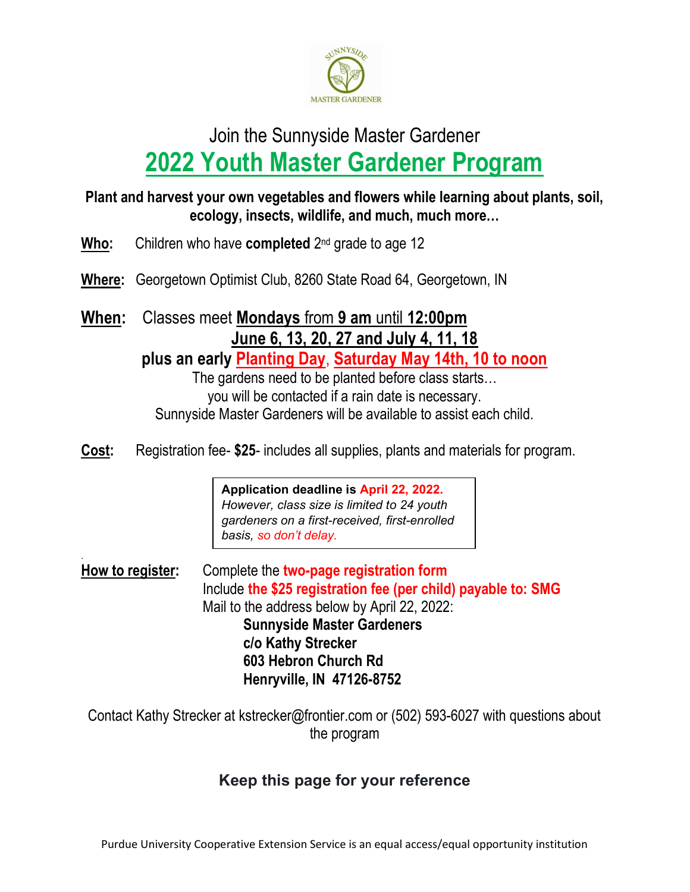SUNNYSIDE MASTER GARDENER

Join the Sunnyside Master Gardener

# 2022 Youth Master Gardener Program

**Plant and harvest your own vegetables and flowers while learning about plants, soil, ecology, insects, wildlife, and much, much more…**

**Who:** Children who have **completed** 2nd grade to age 12

**Where:** Georgetown Optimist Club, 8260 State Road 64, Georgetown, IN

**When:** Classes meet **Mondays** from **9 am** until **12:00pm**
**June 6, 13, 20, 27 and July 4, 11, 18**
**plus an early Planting Day, Saturday May 14th, 10 to noon**
The gardens need to be planted before class starts…
you will be contacted if a rain date is necessary.
Sunnyside Master Gardeners will be available to assist each child.

**Cost:** Registration fee- **$25**- includes all supplies, plants and materials for program.

> **Application deadline is April 22, 2022.**
> *However, class size is limited to 24 youth gardeners on a first-received, first-enrolled basis, so don't delay.*

**How to register:** Complete the **two-page registration form**
Include **the $25 registration fee (per child) payable to: SMG**
Mail to the address below by April 22, 2022:

**Sunnyside Master Gardeners**
**c/o Kathy Strecker**
**603 Hebron Church Rd**
**Henryville, IN 47126-8752**

Contact Kathy Strecker at kstrecker@frontier.com or (502) 593-6027 with questions about the program

**Keep this page for your reference**

Purdue University Cooperative Extension Service is an equal access/equal opportunity institution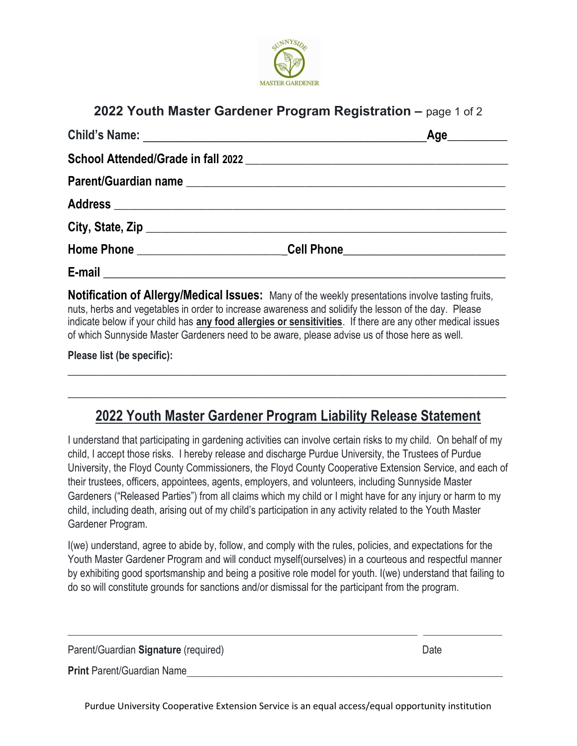SUNNYSIDE MASTER GARDENER

## 2022 Youth Master Gardener Program Registration – page 1 of 2

**Child's Name:** ____________________________________________ **Age**_________

**School Attended/Grade in fall 2022** ____________________________________________

**Parent/Guardian name** ____________________________________________________

**Address** ______________________________________________________________

**City, State, Zip** ________________________________________________________

**Home Phone** _______________________ **Cell Phone**__________________________

**E-mail** _______________________________________________________________

**Notification of Allergy/Medical Issues:** Many of the weekly presentations involve tasting fruits, nuts, herbs and vegetables in order to increase awareness and solidify the lesson of the day. Please indicate below if your child has **any food allergies or sensitivities**. If there are any other medical issues of which Sunnyside Master Gardeners need to be aware, please advise us of those here as well.

**Please list (be specific):**

__________________________________________________________________________

__________________________________________________________________________

## 2022 Youth Master Gardener Program Liability Release Statement

I understand that participating in gardening activities can involve certain risks to my child. On behalf of my child, I accept those risks. I hereby release and discharge Purdue University, the Trustees of Purdue University, the Floyd County Commissioners, the Floyd County Cooperative Extension Service, and each of their trustees, officers, appointees, agents, employers, and volunteers, including Sunnyside Master Gardeners ("Released Parties") from all claims which my child or I might have for any injury or harm to my child, including death, arising out of my child's participation in any activity related to the Youth Master Gardener Program.

I(we) understand, agree to abide by, follow, and comply with the rules, policies, and expectations for the Youth Master Gardener Program and will conduct myself(ourselves) in a courteous and respectful manner by exhibiting good sportsmanship and being a positive role model for youth. I(we) understand that failing to do so will constitute grounds for sanctions and/or dismissal for the participant from the program.

_____________________________________________________________ _______________

Parent/Guardian **Signature** (required) Date

**Print** Parent/Guardian Name_____________________________________________________

Purdue University Cooperative Extension Service is an equal access/equal opportunity institution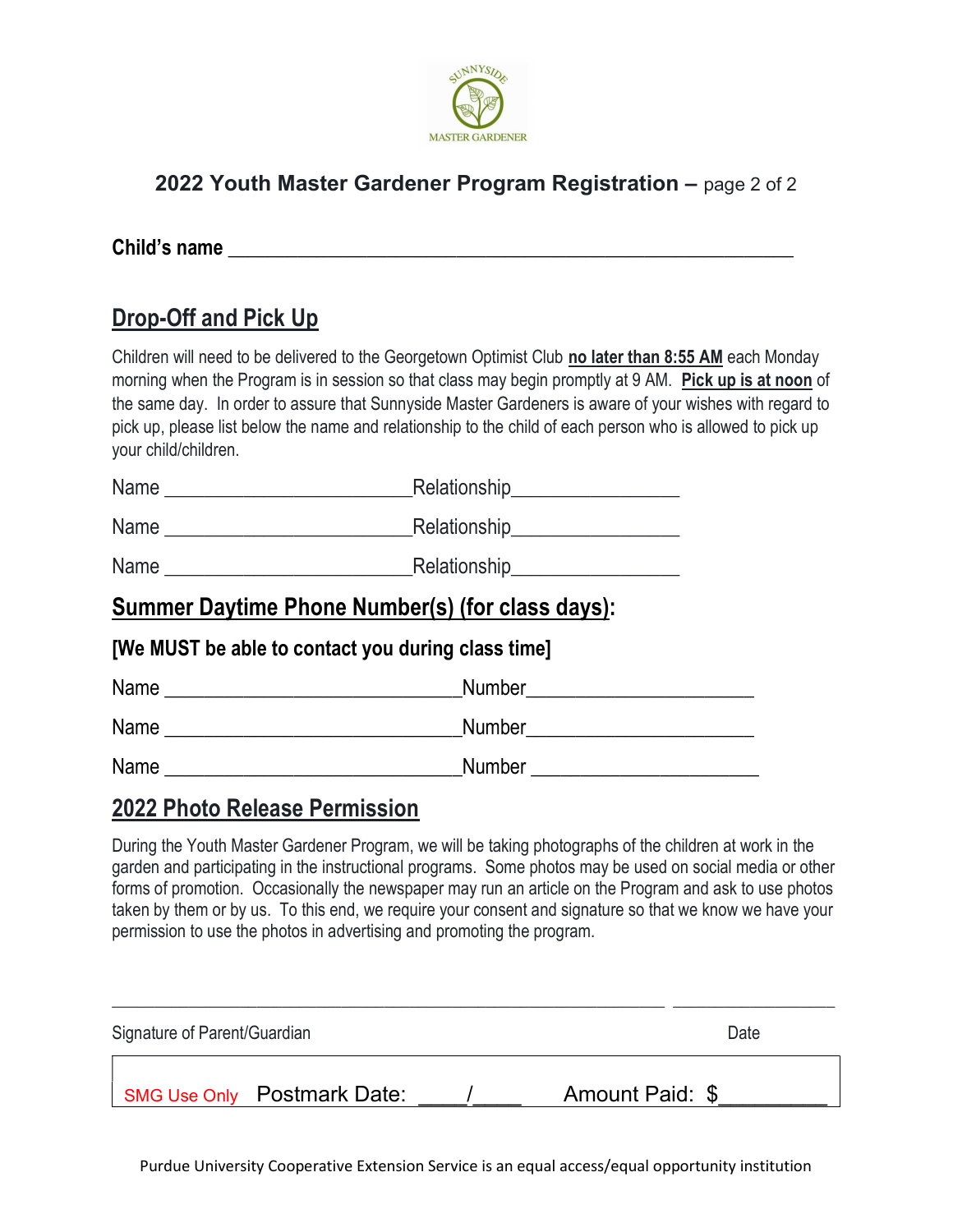SUNNYSIDE MASTER GARDENER

## 2022 Youth Master Gardener Program Registration – page 2 of 2

**Child's name** ___________________________________________________

## Drop-Off and Pick Up

Children will need to be delivered to the Georgetown Optimist Club **no later than 8:55 AM** each Monday morning when the Program is in session so that class may begin promptly at 9 AM. **Pick up is at noon** of the same day. In order to assure that Sunnyside Master Gardeners is aware of your wishes with regard to pick up, please list below the name and relationship to the child of each person who is allowed to pick up your child/children.

Name _______________________ Relationship________________

Name _______________________ Relationship________________

Name _______________________ Relationship________________

## Summer Daytime Phone Number(s) (for class days):

**[We MUST be able to contact you during class time]**

Name ____________________________ Number_____________________

Name ____________________________ Number_____________________

Name ____________________________ Number _____________________

## 2022 Photo Release Permission

During the Youth Master Gardener Program, we will be taking photographs of the children at work in the garden and participating in the instructional programs. Some photos may be used on social media or other forms of promotion. Occasionally the newspaper may run an article on the Program and ask to use photos taken by them or by us. To this end, we require your consent and signature so that we know we have your permission to use the photos in advertising and promoting the program.

____________________________________________________ _______________

Signature of Parent/Guardian Date

SMG Use Only Postmark Date: ____/____ Amount Paid: $_________

Purdue University Cooperative Extension Service is an equal access/equal opportunity institution